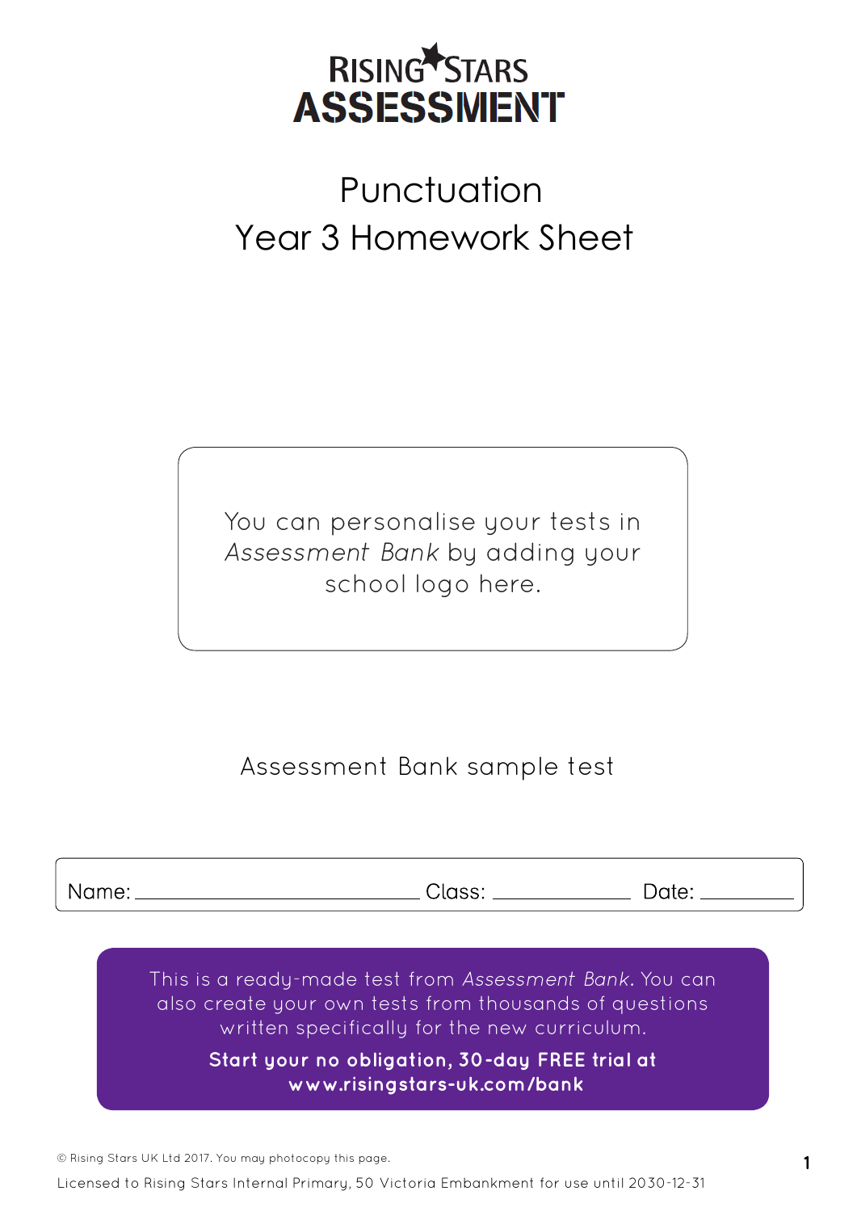# RISING STARS ASSESSMENT

# Punctuation
## Year 3 Homework Sheet

You can personalise your tests in *Assessment Bank* by adding your school logo here.

Assessment Bank sample test

Name: ______________________ Class: ____________ Date: __________

This is a ready-made test from *Assessment Bank*. You can also create your own tests from thousands of questions written specifically for the new curriculum.

**Start your no obligation, 30-day FREE trial at www.risingstars-uk.com/bank**

© Rising Stars UK Ltd 2017. You may photocopy this page.

Licensed to Rising Stars Internal Primary, 50 Victoria Embankment for use until 2030-12-31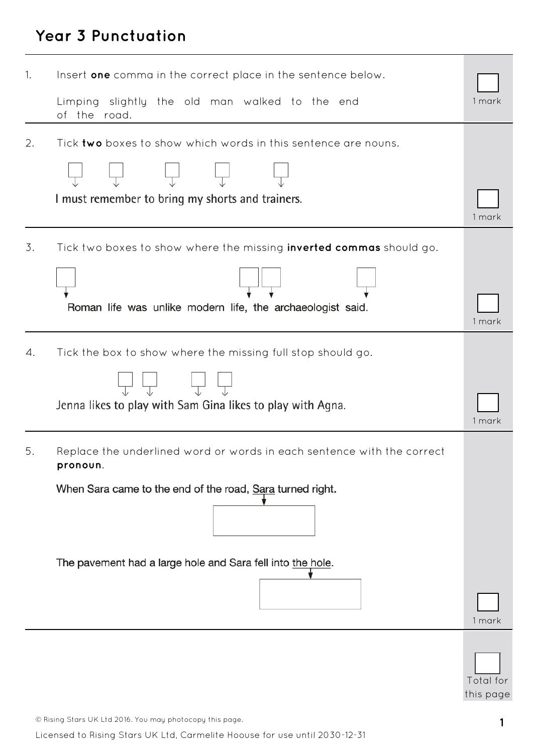## Year 3 Punctuation

1. Insert **one** comma in the correct place in the sentence below.

   Limping slightly the old man walked to the end of the road.

   1 mark

2. Tick **two** boxes to show which words in this sentence are nouns.

   I must remember to bring my shorts and trainers.

   1 mark

3. Tick two boxes to show where the missing **inverted commas** should go.

   Roman life was unlike modern life, the archaeologist said.

   1 mark

4. Tick the box to show where the missing full stop should go.

   Jenna likes to play with Sam Gina likes to play with Agna.

   1 mark

5. Replace the underlined word or words in each sentence with the correct **pronoun**.

   When Sara came to the end of the road, <u>Sara</u> turned right.

   The pavement had a large hole and Sara fell into <u>the hole</u>.

   1 mark

Total for this page

© Rising Stars UK Ltd 2016. You may photocopy this page.

Licensed to Rising Stars UK Ltd, Carmelite Hoouse for use until 2030-12-31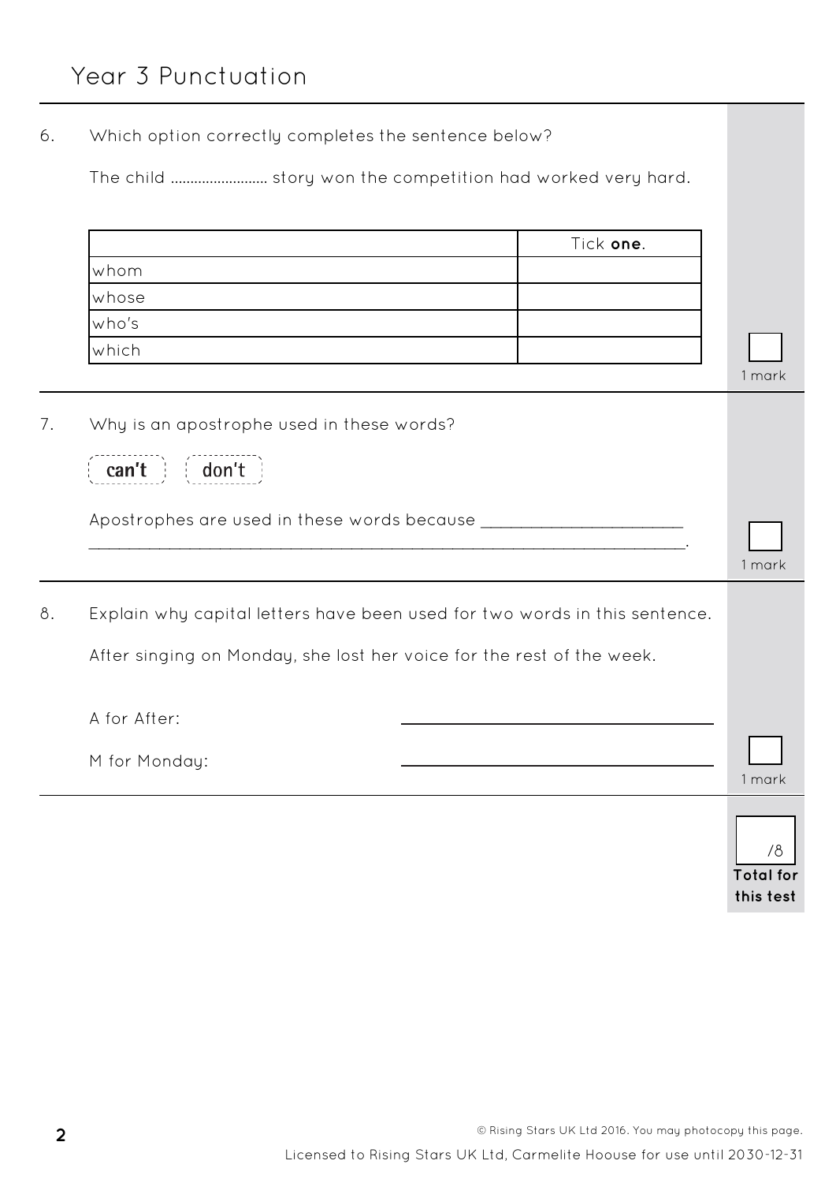# Year 3 Punctuation

6. Which option correctly completes the sentence below?

   The child ........................ story won the competition had worked very hard.

|  | Tick **one**. |
|---|---|
| whom |  |
| whose |  |
| who's |  |
| which |  |

1 mark

7. Why is an apostrophe used in these words?

   **can't** **don't**

   Apostrophes are used in these words because ______________________
   ____________________________________________________________________.

1 mark

8. Explain why capital letters have been used for two words in this sentence.

   After singing on Monday, she lost her voice for the rest of the week.

   A for After: ____________________

   M for Monday: ____________________

1 mark

/8
**Total for this test**

© Rising Stars UK Ltd 2016. You may photocopy this page.

Licensed to Rising Stars UK Ltd, Carmelite Hoouse for use until 2030-12-31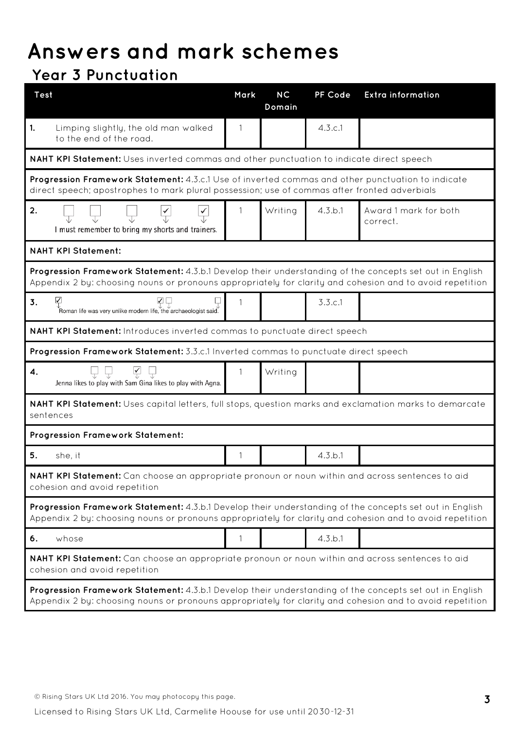# Answers and mark schemes

## Year 3 Punctuation

| Test | Mark | NC Domain | PF Code | Extra information |
|---|---|---|---|---|
| **1.** Limping slightly, the old man walked to the end of the road. | 1 | | 4.3.c.1 | |
| **NAHT KPI Statement:** Uses inverted commas and other punctuation to indicate direct speech | | | | |
| **Progression Framework Statement:** 4.3.c.1 Use of inverted commas and other punctuation to indicate direct speech; apostrophes to mark plural possession; use of commas after fronted adverbials | | | | |
| **2.** ☐ ☐ ☐ ☑ ☑ I must remember to bring my shorts and trainers. | 1 | Writing | 4.3.b.1 | Award 1 mark for both correct. |
| **NAHT KPI Statement:** | | | | |
| **Progression Framework Statement:** 4.3.b.1 Develop their understanding of the concepts set out in English Appendix 2 by: choosing nouns or pronouns appropriately for clarity and cohesion and to avoid repetition | | | | |
| **3.** ☑ ☑ ☐ ☐ Roman life was very unlike modern life, the archaeologist said. | 1 | | 3.3.c.1 | |
| **NAHT KPI Statement:** Introduces inverted commas to punctuate direct speech | | | | |
| **Progression Framework Statement:** 3.3.c.1 Inverted commas to punctuate direct speech | | | | |
| **4.** ☐ ☐ ☑ ☐ Jenna likes to play with Sam Gina likes to play with Agna. | 1 | Writing | | |
| **NAHT KPI Statement:** Uses capital letters, full stops, question marks and exclamation marks to demarcate sentences | | | | |
| **Progression Framework Statement:** | | | | |
| **5.** she, it | 1 | | 4.3.b.1 | |
| **NAHT KPI Statement:** Can choose an appropriate pronoun or noun within and across sentences to aid cohesion and avoid repetition | | | | |
| **Progression Framework Statement:** 4.3.b.1 Develop their understanding of the concepts set out in English Appendix 2 by: choosing nouns or pronouns appropriately for clarity and cohesion and to avoid repetition | | | | |
| **6.** whose | 1 | | 4.3.b.1 | |
| **NAHT KPI Statement:** Can choose an appropriate pronoun or noun within and across sentences to aid cohesion and avoid repetition | | | | |
| **Progression Framework Statement:** 4.3.b.1 Develop their understanding of the concepts set out in English Appendix 2 by: choosing nouns or pronouns appropriately for clarity and cohesion and to avoid repetition | | | | |

© Rising Stars UK Ltd 2016. You may photocopy this page.

Licensed to Rising Stars UK Ltd, Carmelite Hoouse for use until 2030-12-31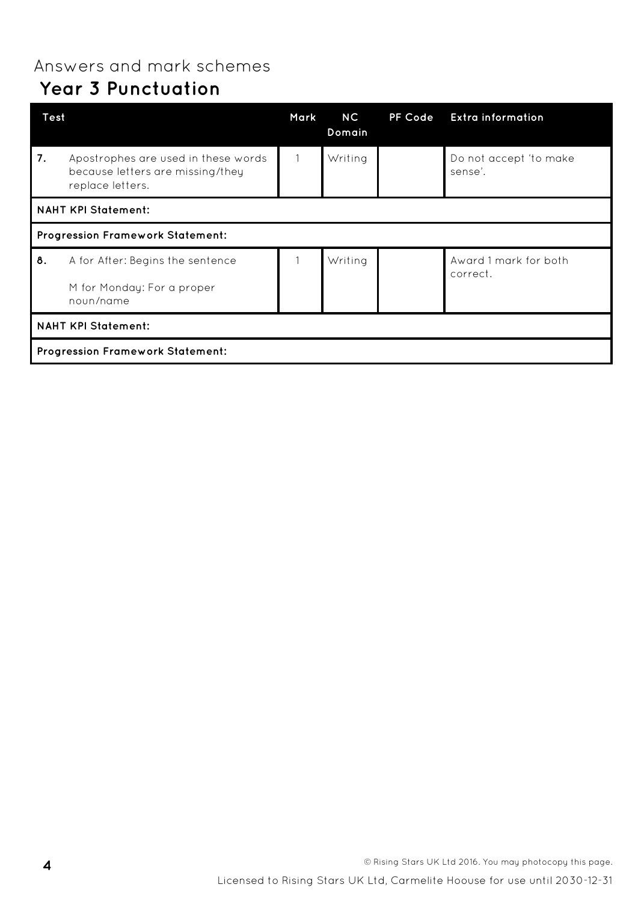Answers and mark schemes

# Year 3 Punctuation

| Test | | Mark | NC Domain | PF Code | Extra information |
| --- | --- | --- | --- | --- | --- |
| **7.** | Apostrophes are used in these words because letters are missing/they replace letters. | 1 | Writing | | Do not accept 'to make sense'. |
| **NAHT KPI Statement:** | | | | | |
| **Progression Framework Statement:** | | | | | |
| **8.** | A for After: Begins the sentence<br>M for Monday: For a proper noun/name | 1 | Writing | | Award 1 mark for both correct. |
| **NAHT KPI Statement:** | | | | | |
| **Progression Framework Statement:** | | | | | |

© Rising Stars UK Ltd 2016. You may photocopy this page.

Licensed to Rising Stars UK Ltd, Carmelite Hoouse for use until 2030-12-31